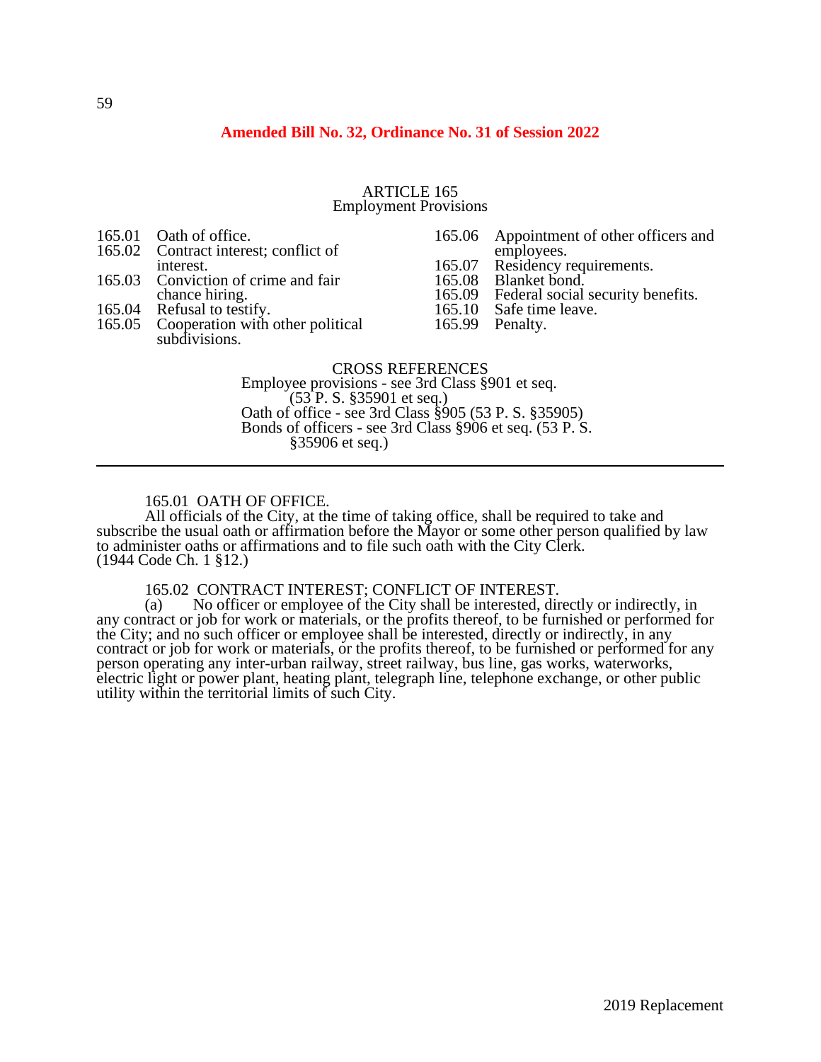**Amended Bill No. 32, Ordinance No. 31 of Session 2022**

# ARTICLE 165
## Employment Provisions

- 165.01 Oath of office.
- 165.02 Contract interest; conflict of interest.
- 165.03 Conviction of crime and fair chance hiring.
- 165.04 Refusal to testify.
- 165.05 Cooperation with other political subdivisions.
- 165.06 Appointment of other officers and employees.
- 165.07 Residency requirements.
- 165.08 Blanket bond.
- 165.09 Federal social security benefits.
- 165.10 Safe time leave.
- 165.99 Penalty.

CROSS REFERENCES

Employee provisions - see 3rd Class §901 et seq. (53 P. S. §35901 et seq.)

Oath of office - see 3rd Class §905 (53 P. S. §35905)

Bonds of officers - see 3rd Class §906 et seq. (53 P. S. §35906 et seq.)

---

### 165.01 OATH OF OFFICE.

All officials of the City, at the time of taking office, shall be required to take and subscribe the usual oath or affirmation before the Mayor or some other person qualified by law to administer oaths or affirmations and to file such oath with the City Clerk.
(1944 Code Ch. 1 §12.)

### 165.02 CONTRACT INTEREST; CONFLICT OF INTEREST.

(a) No officer or employee of the City shall be interested, directly or indirectly, in any contract or job for work or materials, or the profits thereof, to be furnished or performed for the City; and no such officer or employee shall be interested, directly or indirectly, in any contract or job for work or materials, or the profits thereof, to be furnished or performed for any person operating any inter-urban railway, street railway, bus line, gas works, waterworks, electric light or power plant, heating plant, telegraph line, telephone exchange, or other public utility within the territorial limits of such City.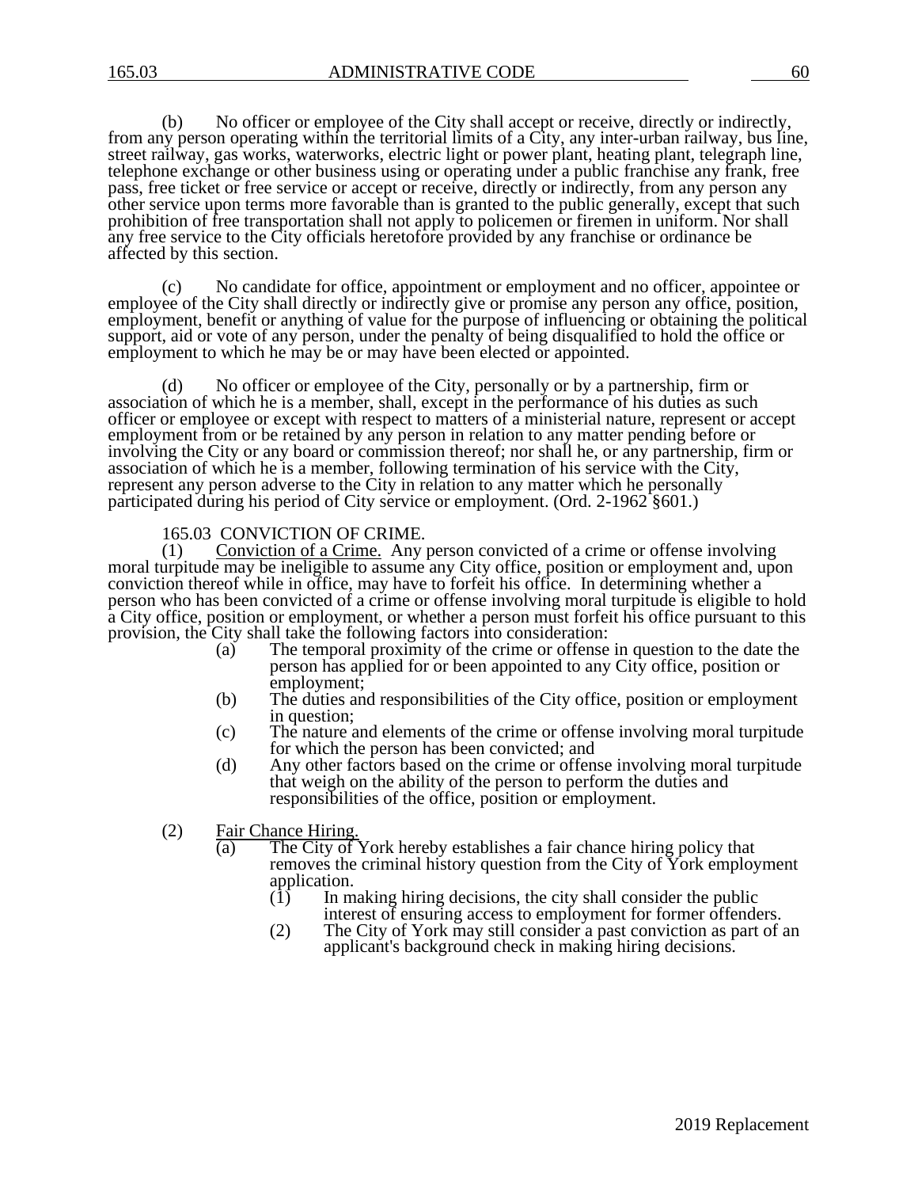(b) No officer or employee of the City shall accept or receive, directly or indirectly, from any person operating within the territorial limits of a City, any inter-urban railway, bus line, street railway, gas works, waterworks, electric light or power plant, heating plant, telegraph line, telephone exchange or other business using or operating under a public franchise any frank, free pass, free ticket or free service or accept or receive, directly or indirectly, from any person any other service upon terms more favorable than is granted to the public generally, except that such prohibition of free transportation shall not apply to policemen or firemen in uniform. Nor shall any free service to the City officials heretofore provided by any franchise or ordinance be affected by this section.

(c) No candidate for office, appointment or employment and no officer, appointee or employee of the City shall directly or indirectly give or promise any person any office, position, employment, benefit or anything of value for the purpose of influencing or obtaining the political support, aid or vote of any person, under the penalty of being disqualified to hold the office or employment to which he may be or may have been elected or appointed.

(d) No officer or employee of the City, personally or by a partnership, firm or association of which he is a member, shall, except in the performance of his duties as such officer or employee or except with respect to matters of a ministerial nature, represent or accept employment from or be retained by any person in relation to any matter pending before or involving the City or any board or commission thereof; nor shall he, or any partnership, firm or association of which he is a member, following termination of his service with the City, represent any person adverse to the City in relation to any matter which he personally participated during his period of City service or employment. (Ord. 2-1962 §601.)

165.03 CONVICTION OF CRIME.

(1) Conviction of a Crime. Any person convicted of a crime or offense involving moral turpitude may be ineligible to assume any City office, position or employment and, upon conviction thereof while in office, may have to forfeit his office. In determining whether a person who has been convicted of a crime or offense involving moral turpitude is eligible to hold a City office, position or employment, or whether a person must forfeit his office pursuant to this provision, the City shall take the following factors into consideration:

- (a) The temporal proximity of the crime or offense in question to the date the person has applied for or been appointed to any City office, position or employment;
- (b) The duties and responsibilities of the City office, position or employment in question;
- (c) The nature and elements of the crime or offense involving moral turpitude for which the person has been convicted; and
- (d) Any other factors based on the crime or offense involving moral turpitude that weigh on the ability of the person to perform the duties and responsibilities of the office, position or employment.

(2) Fair Chance Hiring.

- (a) The City of York hereby establishes a fair chance hiring policy that removes the criminal history question from the City of York employment application.
  - (1) In making hiring decisions, the city shall consider the public interest of ensuring access to employment for former offenders.
  - (2) The City of York may still consider a past conviction as part of an applicant's background check in making hiring decisions.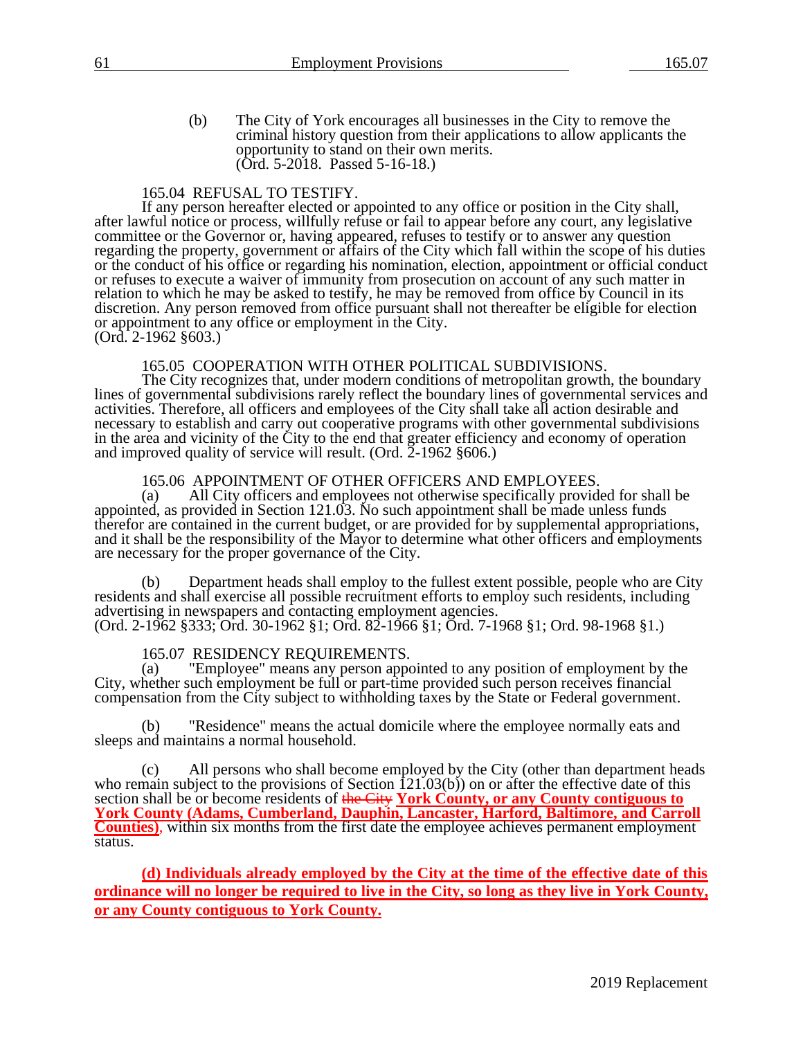(b) The City of York encourages all businesses in the City to remove the criminal history question from their applications to allow applicants the opportunity to stand on their own merits.
(Ord. 5-2018. Passed 5-16-18.)

165.04 REFUSAL TO TESTIFY.

If any person hereafter elected or appointed to any office or position in the City shall, after lawful notice or process, willfully refuse or fail to appear before any court, any legislative committee or the Governor or, having appeared, refuses to testify or to answer any question regarding the property, government or affairs of the City which fall within the scope of his duties or the conduct of his office or regarding his nomination, election, appointment or official conduct or refuses to execute a waiver of immunity from prosecution on account of any such matter in relation to which he may be asked to testify, he may be removed from office by Council in its discretion. Any person removed from office pursuant shall not thereafter be eligible for election or appointment to any office or employment in the City.
(Ord. 2-1962 §603.)

165.05 COOPERATION WITH OTHER POLITICAL SUBDIVISIONS.

The City recognizes that, under modern conditions of metropolitan growth, the boundary lines of governmental subdivisions rarely reflect the boundary lines of governmental services and activities. Therefore, all officers and employees of the City shall take all action desirable and necessary to establish and carry out cooperative programs with other governmental subdivisions in the area and vicinity of the City to the end that greater efficiency and economy of operation and improved quality of service will result. (Ord. 2-1962 §606.)

165.06 APPOINTMENT OF OTHER OFFICERS AND EMPLOYEES.

(a) All City officers and employees not otherwise specifically provided for shall be appointed, as provided in Section 121.03. No such appointment shall be made unless funds therefor are contained in the current budget, or are provided for by supplemental appropriations, and it shall be the responsibility of the Mayor to determine what other officers and employments are necessary for the proper governance of the City.

(b) Department heads shall employ to the fullest extent possible, people who are City residents and shall exercise all possible recruitment efforts to employ such residents, including advertising in newspapers and contacting employment agencies.
(Ord. 2-1962 §333; Ord. 30-1962 §1; Ord. 82-1966 §1; Ord. 7-1968 §1; Ord. 98-1968 §1.)

165.07 RESIDENCY REQUIREMENTS.

(a) "Employee" means any person appointed to any position of employment by the City, whether such employment be full or part-time provided such person receives financial compensation from the City subject to withholding taxes by the State or Federal government.

(b) "Residence" means the actual domicile where the employee normally eats and sleeps and maintains a normal household.

(c) All persons who shall become employed by the City (other than department heads who remain subject to the provisions of Section 121.03(b)) on or after the effective date of this section shall be or become residents of ~~the City~~ **York County, or any County contiguous to York County (Adams, Cumberland, Dauphin, Lancaster, Harford, Baltimore, and Carroll Counties)**, within six months from the first date the employee achieves permanent employment status.

**(d) Individuals already employed by the City at the time of the effective date of this ordinance will no longer be required to live in the City, so long as they live in York County, or any County contiguous to York County.**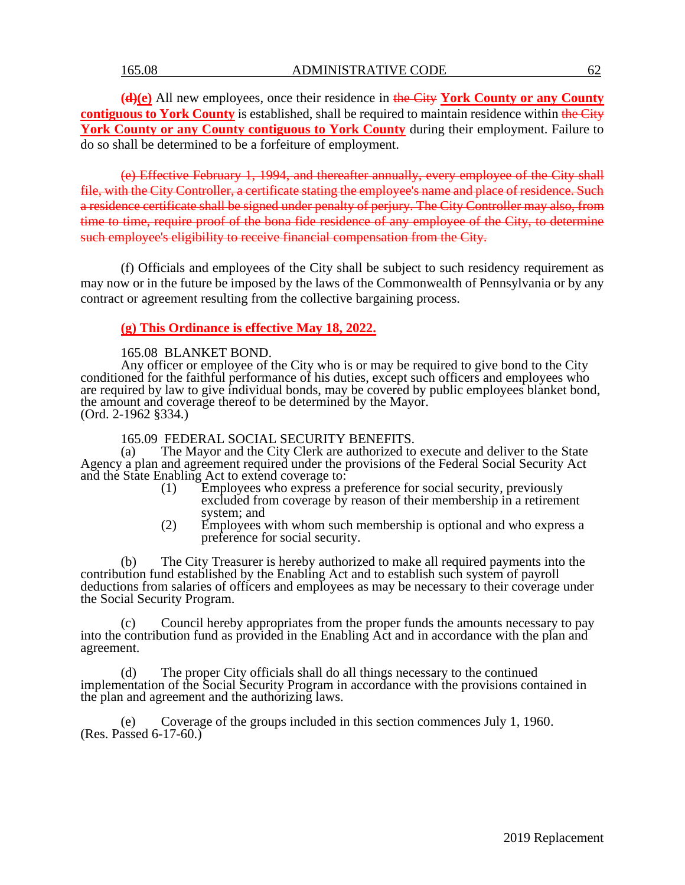~~(d)~~**(e)** All new employees, once their residence in ~~the City~~ **York County or any County contiguous to York County** is established, shall be required to maintain residence within ~~the City~~ **York County or any County contiguous to York County** during their employment. Failure to do so shall be determined to be a forfeiture of employment.

~~(e) Effective February 1, 1994, and thereafter annually, every employee of the City shall file, with the City Controller, a certificate stating the employee's name and place of residence. Such a residence certificate shall be signed under penalty of perjury. The City Controller may also, from time to time, require proof of the bona fide residence of any employee of the City, to determine such employee's eligibility to receive financial compensation from the City.~~

(f) Officials and employees of the City shall be subject to such residency requirement as may now or in the future be imposed by the laws of the Commonwealth of Pennsylvania or by any contract or agreement resulting from the collective bargaining process.

**(g) This Ordinance is effective May 18, 2022.**

165.08 BLANKET BOND.

Any officer or employee of the City who is or may be required to give bond to the City conditioned for the faithful performance of his duties, except such officers and employees who are required by law to give individual bonds, may be covered by public employees blanket bond, the amount and coverage thereof to be determined by the Mayor.
(Ord. 2-1962 §334.)

165.09 FEDERAL SOCIAL SECURITY BENEFITS.

(a) The Mayor and the City Clerk are authorized to execute and deliver to the State Agency a plan and agreement required under the provisions of the Federal Social Security Act and the State Enabling Act to extend coverage to:

(1) Employees who express a preference for social security, previously excluded from coverage by reason of their membership in a retirement system; and

(2) Employees with whom such membership is optional and who express a preference for social security.

(b) The City Treasurer is hereby authorized to make all required payments into the contribution fund established by the Enabling Act and to establish such system of payroll deductions from salaries of officers and employees as may be necessary to their coverage under the Social Security Program.

(c) Council hereby appropriates from the proper funds the amounts necessary to pay into the contribution fund as provided in the Enabling Act and in accordance with the plan and agreement.

(d) The proper City officials shall do all things necessary to the continued implementation of the Social Security Program in accordance with the provisions contained in the plan and agreement and the authorizing laws.

(e) Coverage of the groups included in this section commences July 1, 1960.
(Res. Passed 6-17-60.)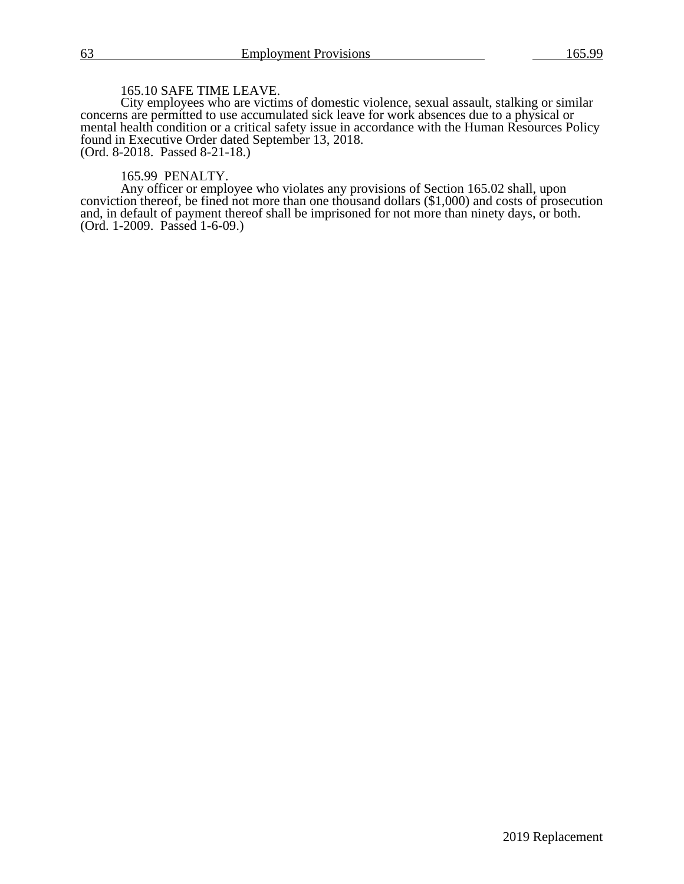165.10 SAFE TIME LEAVE.

City employees who are victims of domestic violence, sexual assault, stalking or similar concerns are permitted to use accumulated sick leave for work absences due to a physical or mental health condition or a critical safety issue in accordance with the Human Resources Policy found in Executive Order dated September 13, 2018.
(Ord. 8-2018. Passed 8-21-18.)

165.99 PENALTY.

Any officer or employee who violates any provisions of Section 165.02 shall, upon conviction thereof, be fined not more than one thousand dollars ($1,000) and costs of prosecution and, in default of payment thereof shall be imprisoned for not more than ninety days, or both.
(Ord. 1-2009. Passed 1-6-09.)